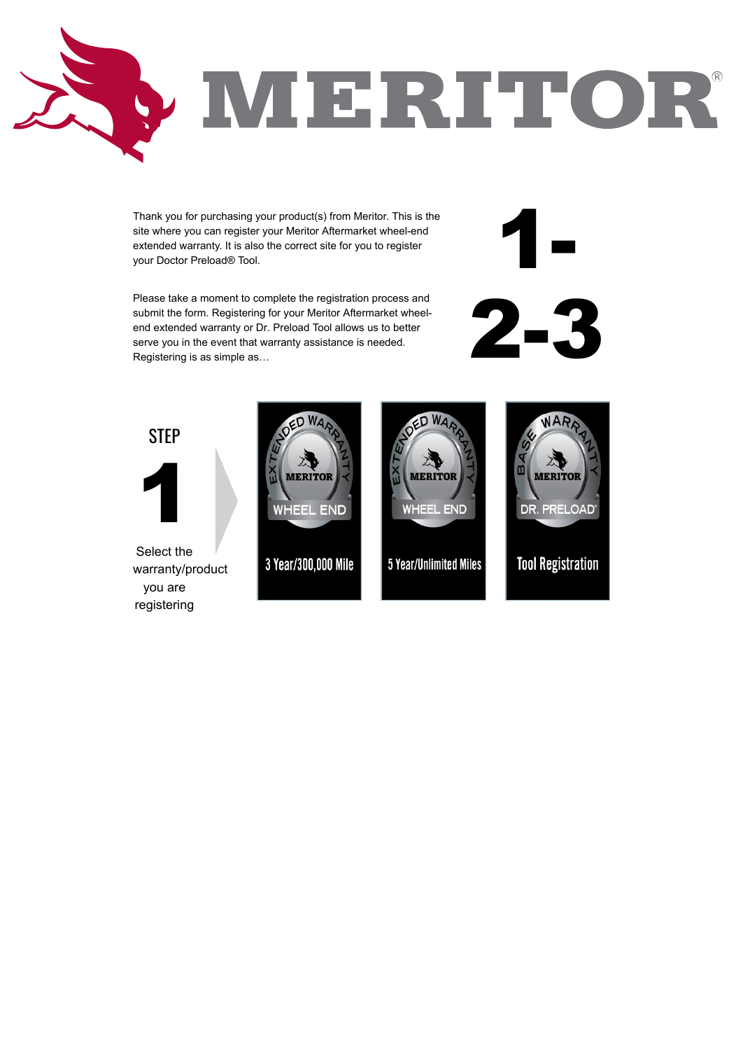# MERITOR®

Thank you for purchasing your product(s) from Meritor. This is the site where you can register your Meritor Aftermarket wheel-end extended warranty. It is also the correct site for you to register your Doctor Preload® Tool.

Please take a moment to complete the registration process and submit the form. Registering for your Meritor Aftermarket wheel-end extended warranty or Dr. Preload Tool allows us to better serve you in the event that warranty assistance is needed. Registering is as simple as…

# 1-2-3

## STEP 1

Select the warranty/product you are registering

- EXTENDED WARRANTY — MERITOR — WHEEL END — 3 Year/300,000 Mile
- EXTENDED WARRANTY — MERITOR — WHEEL END — 5 Year/Unlimited Miles
- BASE WARRANTY — MERITOR — DR. PRELOAD® — Tool Registration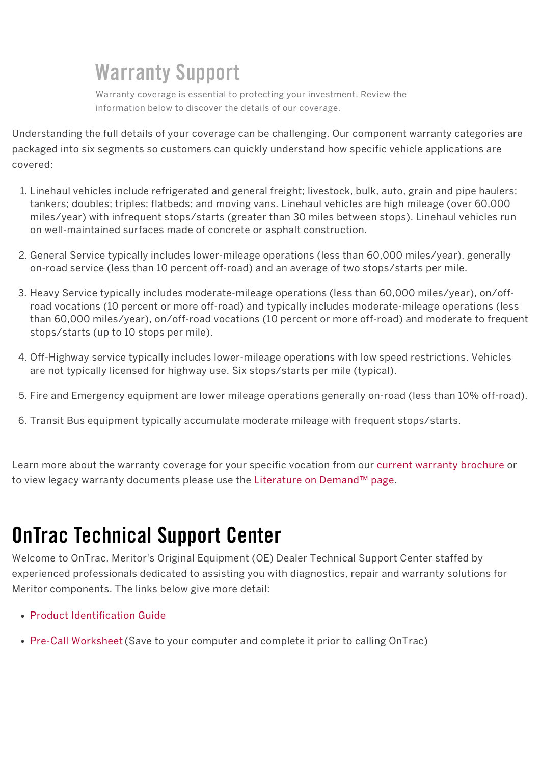## Warranty Support

Warranty coverage is essential to protecting your investment. Review the information below to discover the details of our coverage.

Understanding the full details of your coverage can be challenging. Our component warranty categories are packaged into six segments so customers can quickly understand how specific vehicle applications are covered:

1. Linehaul vehicles include refrigerated and general freight; livestock, bulk, auto, grain and pipe haulers; tankers; doubles; triples; flatbeds; and moving vans. Linehaul vehicles are high mileage (over 60,000 miles/year) with infrequent stops/starts (greater than 30 miles between stops). Linehaul vehicles run on well-maintained surfaces made of concrete or asphalt construction.

2. General Service typically includes lower-mileage operations (less than 60,000 miles/year), generally on-road service (less than 10 percent off-road) and an average of two stops/starts per mile.

3. Heavy Service typically includes moderate-mileage operations (less than 60,000 miles/year), on/off-road vocations (10 percent or more off-road) and typically includes moderate-mileage operations (less than 60,000 miles/year), on/off-road vocations (10 percent or more off-road) and moderate to frequent stops/starts (up to 10 stops per mile).

4. Off-Highway service typically includes lower-mileage operations with low speed restrictions. Vehicles are not typically licensed for highway use. Six stops/starts per mile (typical).

5. Fire and Emergency equipment are lower mileage operations generally on-road (less than 10% off-road).

6. Transit Bus equipment typically accumulate moderate mileage with frequent stops/starts.

Learn more about the warranty coverage for your specific vocation from our current warranty brochure or to view legacy warranty documents please use the Literature on Demand™ page.

# OnTrac Technical Support Center

Welcome to OnTrac, Meritor's Original Equipment (OE) Dealer Technical Support Center staffed by experienced professionals dedicated to assisting you with diagnostics, repair and warranty solutions for Meritor components. The links below give more detail:

- Product Identification Guide
- Pre-Call Worksheet (Save to your computer and complete it prior to calling OnTrac)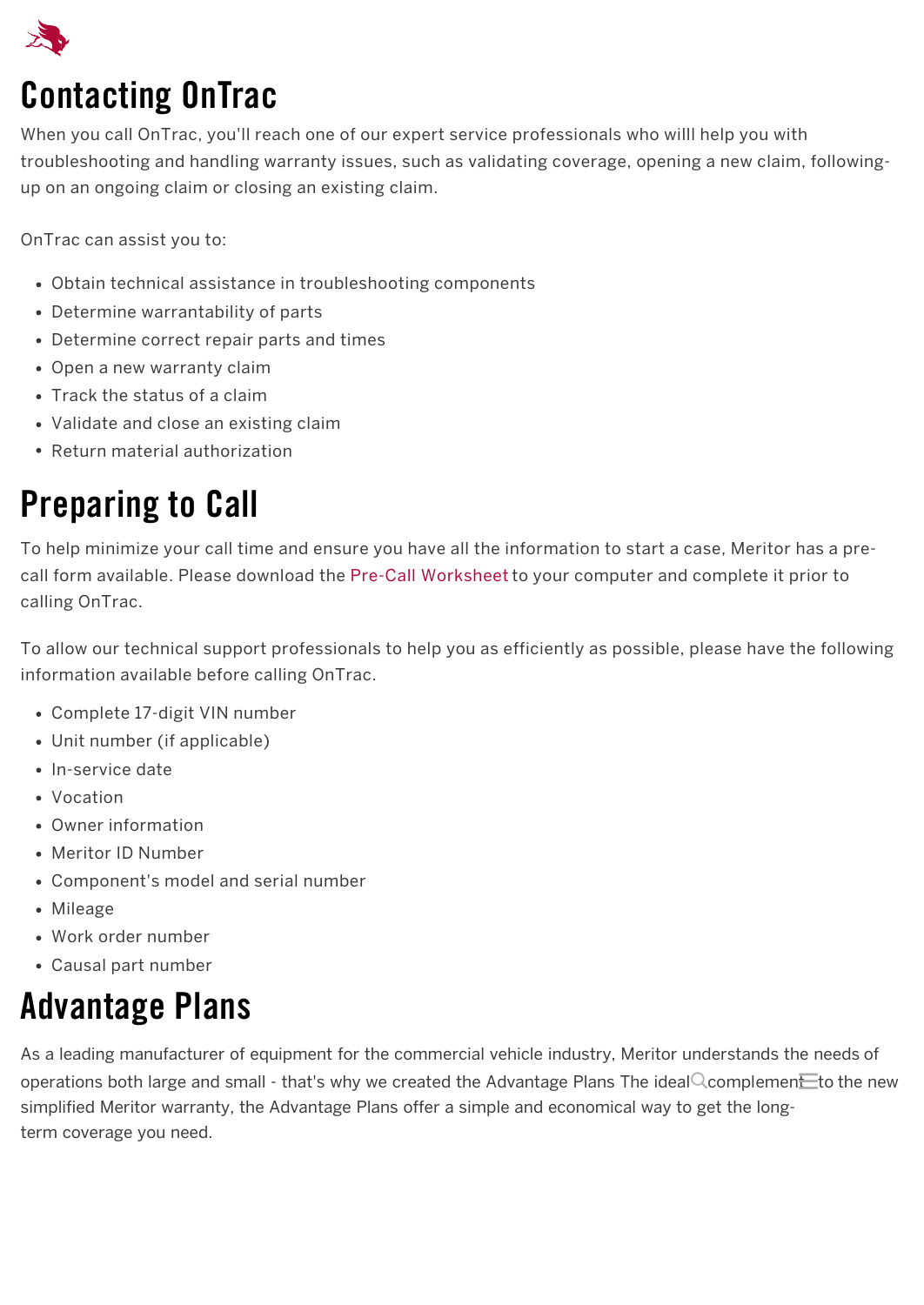# Contacting OnTrac

When you call OnTrac, you'll reach one of our expert service professionals who willl help you with troubleshooting and handling warranty issues, such as validating coverage, opening a new claim, following-up on an ongoing claim or closing an existing claim.

OnTrac can assist you to:

- Obtain technical assistance in troubleshooting components
- Determine warrantability of parts
- Determine correct repair parts and times
- Open a new warranty claim
- Track the status of a claim
- Validate and close an existing claim
- Return material authorization

# Preparing to Call

To help minimize your call time and ensure you have all the information to start a case, Meritor has a pre-call form available. Please download the Pre-Call Worksheet to your computer and complete it prior to calling OnTrac.

To allow our technical support professionals to help you as efficiently as possible, please have the following information available before calling OnTrac.

- Complete 17-digit VIN number
- Unit number (if applicable)
- In-service date
- Vocation
- Owner information
- Meritor ID Number
- Component's model and serial number
- Mileage
- Work order number
- Causal part number

# Advantage Plans

As a leading manufacturer of equipment for the commercial vehicle industry, Meritor understands the needs of operations both large and small - that's why we created the Advantage Plans The ideal complement to the new simplified Meritor warranty, the Advantage Plans offer a simple and economical way to get the long-term coverage you need.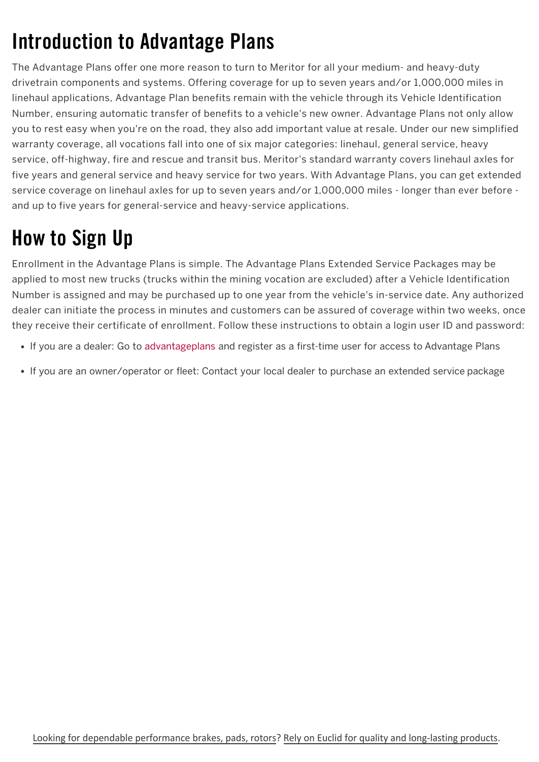# Introduction to Advantage Plans

The Advantage Plans offer one more reason to turn to Meritor for all your medium- and heavy-duty drivetrain components and systems. Offering coverage for up to seven years and/or 1,000,000 miles in linehaul applications, Advantage Plan benefits remain with the vehicle through its Vehicle Identification Number, ensuring automatic transfer of benefits to a vehicle's new owner. Advantage Plans not only allow you to rest easy when you're on the road, they also add important value at resale. Under our new simplified warranty coverage, all vocations fall into one of six major categories: linehaul, general service, heavy service, off-highway, fire and rescue and transit bus. Meritor's standard warranty covers linehaul axles for five years and general service and heavy service for two years. With Advantage Plans, you can get extended service coverage on linehaul axles for up to seven years and/or 1,000,000 miles - longer than ever before - and up to five years for general-service and heavy-service applications.

# How to Sign Up

Enrollment in the Advantage Plans is simple. The Advantage Plans Extended Service Packages may be applied to most new trucks (trucks within the mining vocation are excluded) after a Vehicle Identification Number is assigned and may be purchased up to one year from the vehicle's in-service date. Any authorized dealer can initiate the process in minutes and customers can be assured of coverage within two weeks, once they receive their certificate of enrollment. Follow these instructions to obtain a login user ID and password:

- If you are a dealer: Go to advantageplans and register as a first-time user for access to Advantage Plans
- If you are an owner/operator or fleet: Contact your local dealer to purchase an extended service package

Looking for dependable performance brakes, pads, rotors? Rely on Euclid for quality and long-lasting products.